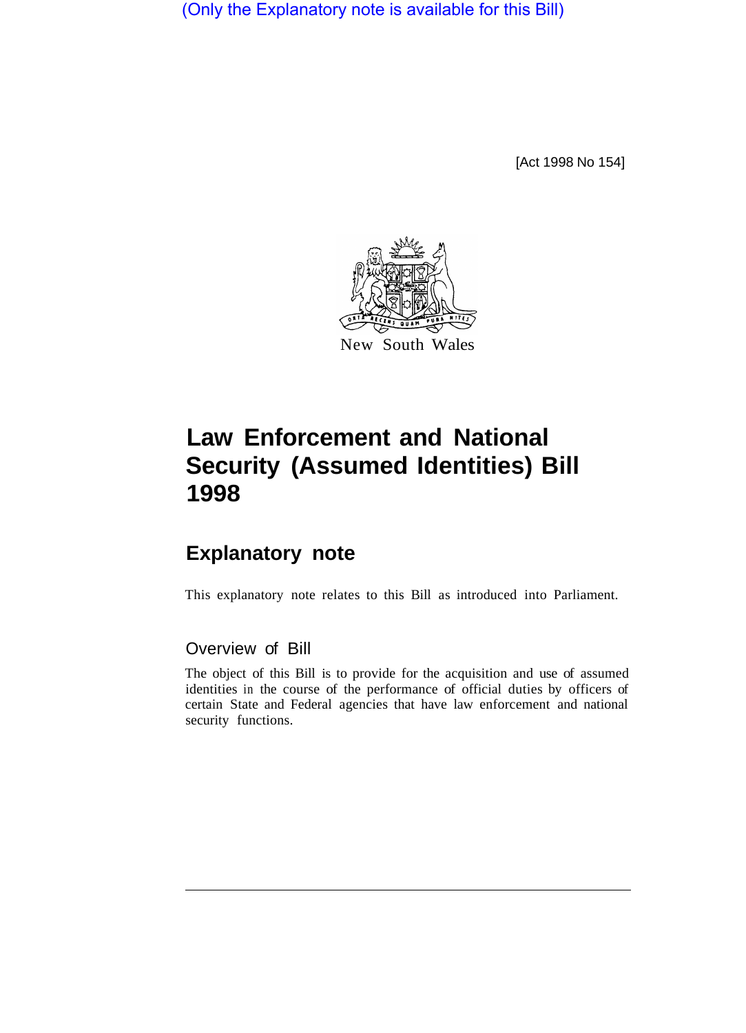(Only the Explanatory note is available for this Bill)

[Act 1998 No 154]

New South Wales

# Law Enforcement and National Security (Assumed Identities) Bill 1998

## Explanatory note

This explanatory note relates to this Bill as introduced into Parliament.

### Overview of Bill

The object of this Bill is to provide for the acquisition and use of assumed identities in the course of the performance of official duties by officers of certain State and Federal agencies that have law enforcement and national security functions.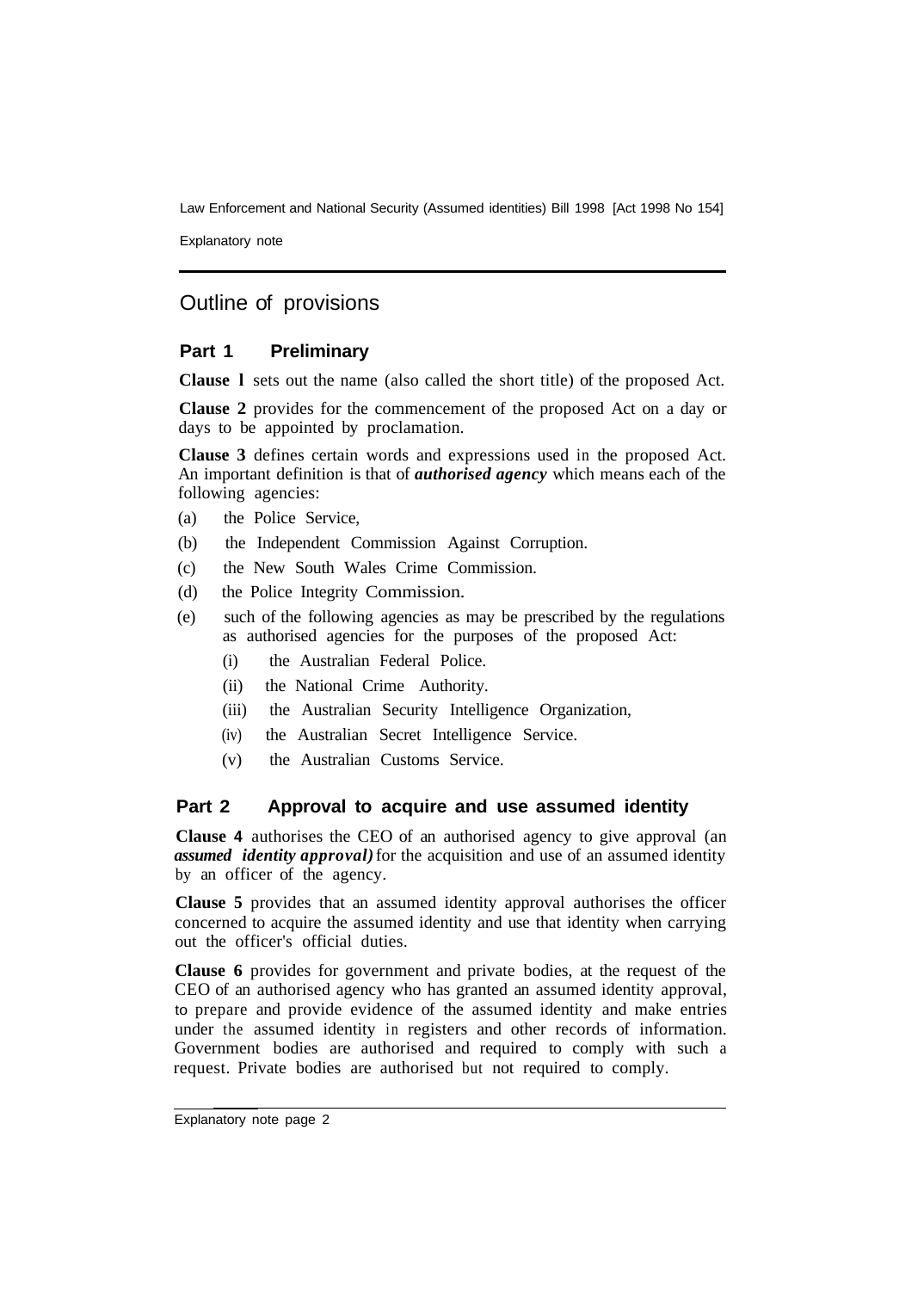## Outline of provisions

### Part 1 Preliminary

**Clause 1** sets out the name (also called the short title) of the proposed Act.

**Clause 2** provides for the commencement of the proposed Act on a day or days to be appointed by proclamation.

**Clause 3** defines certain words and expressions used in the proposed Act. An important definition is that of ***authorised agency*** which means each of the following agencies:

(a) the Police Service,

(b) the Independent Commission Against Corruption.

(c) the New South Wales Crime Commission.

(d) the Police Integrity Commission.

(e) such of the following agencies as may be prescribed by the regulations as authorised agencies for the purposes of the proposed Act:

- (i) the Australian Federal Police.
- (ii) the National Crime Authority.
- (iii) the Australian Security Intelligence Organization,
- (iv) the Australian Secret Intelligence Service.
- (v) the Australian Customs Service.

### Part 2 Approval to acquire and use assumed identity

**Clause 4** authorises the CEO of an authorised agency to give approval (an ***assumed identity approval)*** for the acquisition and use of an assumed identity by an officer of the agency.

**Clause 5** provides that an assumed identity approval authorises the officer concerned to acquire the assumed identity and use that identity when carrying out the officer's official duties.

**Clause 6** provides for government and private bodies, at the request of the CEO of an authorised agency who has granted an assumed identity approval, to prepare and provide evidence of the assumed identity and make entries under the assumed identity in registers and other records of information. Government bodies are authorised and required to comply with such a request. Private bodies are authorised but not required to comply.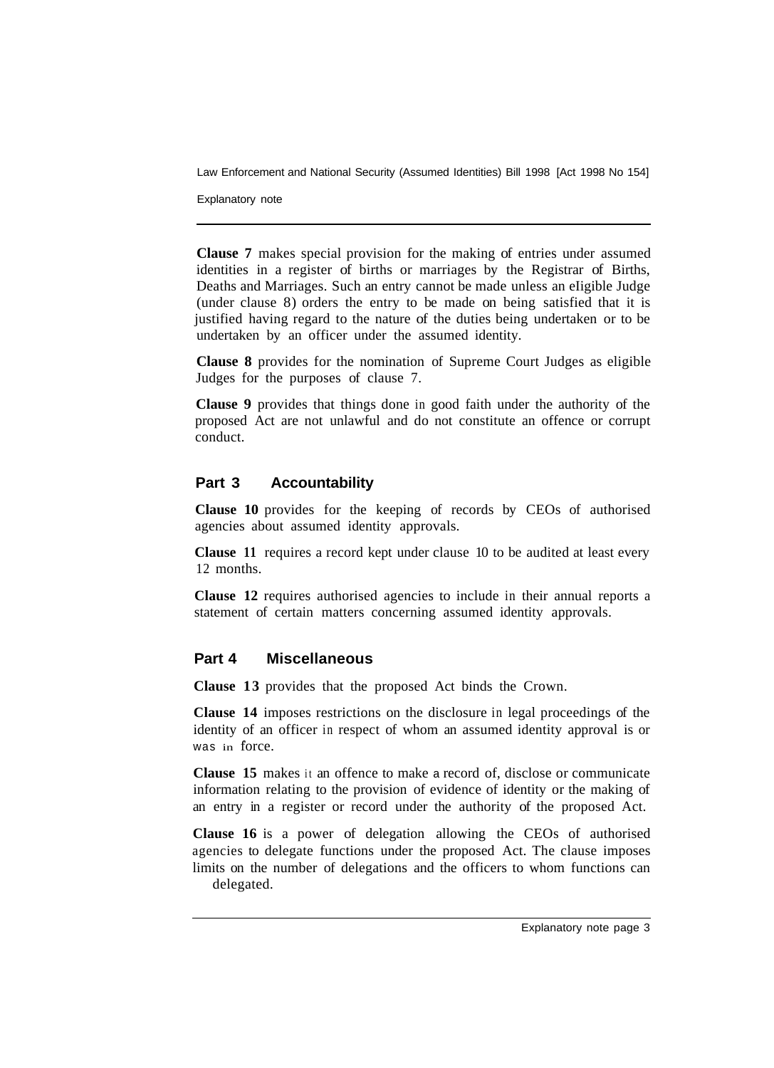**Clause 7** makes special provision for the making of entries under assumed identities in a register of births or marriages by the Registrar of Births, Deaths and Marriages. Such an entry cannot be made unless an eligible Judge (under clause 8) orders the entry to be made on being satisfied that it is justified having regard to the nature of the duties being undertaken or to be undertaken by an officer under the assumed identity.

**Clause 8** provides for the nomination of Supreme Court Judges as eligible Judges for the purposes of clause 7.

**Clause 9** provides that things done in good faith under the authority of the proposed Act are not unlawful and do not constitute an offence or corrupt conduct.

## Part 3 Accountability

**Clause 10** provides for the keeping of records by CEOs of authorised agencies about assumed identity approvals.

**Clause 11** requires a record kept under clause 10 to be audited at least every 12 months.

**Clause 12** requires authorised agencies to include in their annual reports a statement of certain matters concerning assumed identity approvals.

## Part 4 Miscellaneous

**Clause 13** provides that the proposed Act binds the Crown.

**Clause 14** imposes restrictions on the disclosure in legal proceedings of the identity of an officer in respect of whom an assumed identity approval is or was in force.

**Clause 15** makes it an offence to make a record of, disclose or communicate information relating to the provision of evidence of identity or the making of an entry in a register or record under the authority of the proposed Act.

**Clause 16** is a power of delegation allowing the CEOs of authorised agencies to delegate functions under the proposed Act. The clause imposes limits on the number of delegations and the officers to whom functions can delegated.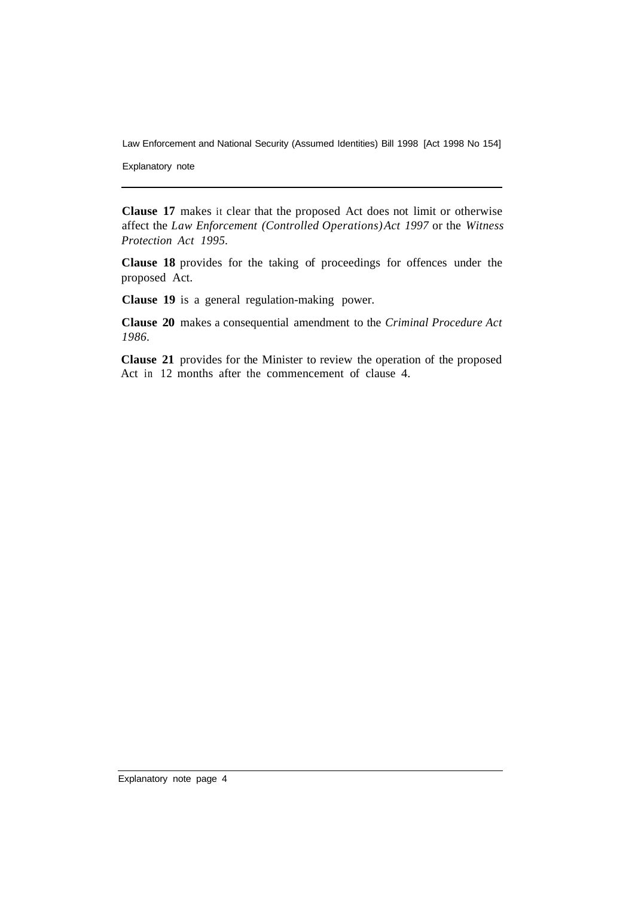**Clause 17** makes it clear that the proposed Act does not limit or otherwise affect the *Law Enforcement (Controlled Operations) Act 1997* or the *Witness Protection Act 1995*.

**Clause 18** provides for the taking of proceedings for offences under the proposed Act.

**Clause 19** is a general regulation-making power.

**Clause 20** makes a consequential amendment to the *Criminal Procedure Act 1986*.

**Clause 21** provides for the Minister to review the operation of the proposed Act in 12 months after the commencement of clause 4.